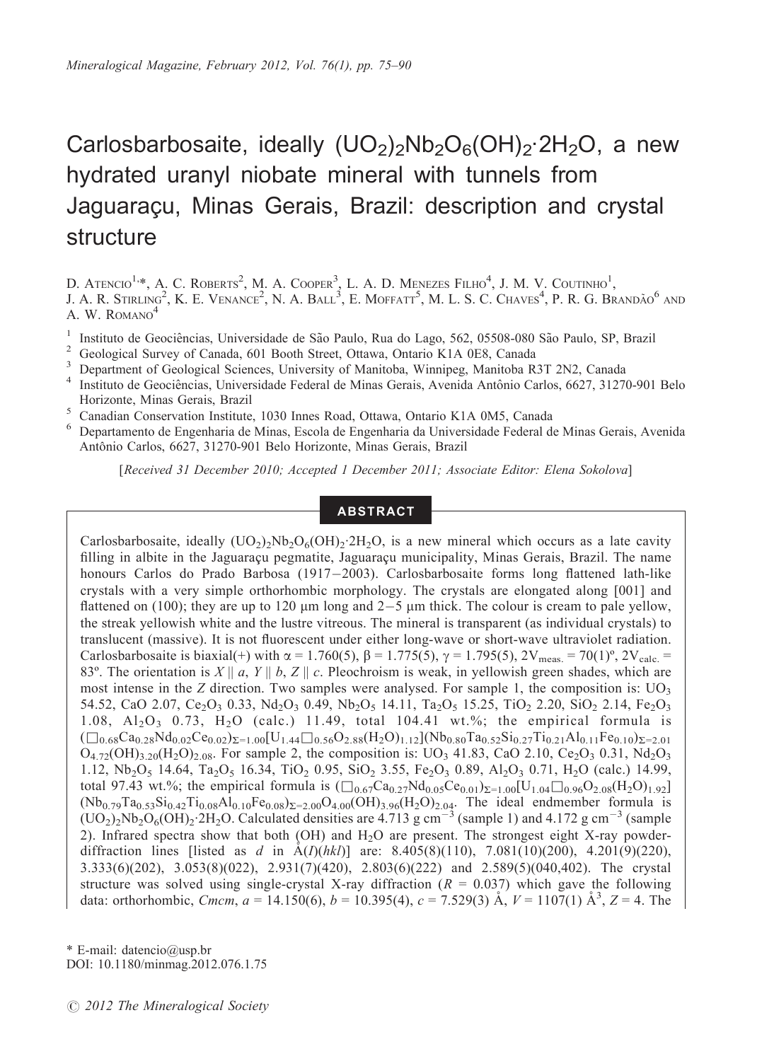# Carlosbarbosaite, ideally $(UO_2)_2Nb_2O_6(OH)_2 \cdot 2H_2O$, a new hydrated uranyl niobate mineral with tunnels from Jaguaraçu, Minas Gerais, Brazil: description and crystal structure

D. Atencio[1,*], A. C. Roberts[2], M. A. Cooper[3], L. A. D. Menezes Filho[4], J. M. V. Coutinho[1], J. A. R. Stirling[2], K. E. Venance[2], N. A. Ball[3], E. Moffatt[5], M. L. S. C. Chaves[4], P. R. G. Brandão[6] and A. W. Romano[4]

[1] Instituto de Geociências, Universidade de São Paulo, Rua do Lago, 562, 05508-080 São Paulo, SP, Brazil
[2] Geological Survey of Canada, 601 Booth Street, Ottawa, Ontario K1A 0E8, Canada
[3] Department of Geological Sciences, University of Manitoba, Winnipeg, Manitoba R3T 2N2, Canada
[4] Instituto de Geociências, Universidade Federal de Minas Gerais, Avenida Antônio Carlos, 6627, 31270-901 Belo Horizonte, Minas Gerais, Brazil
[5] Canadian Conservation Institute, 1030 Innes Road, Ottawa, Ontario K1A 0M5, Canada
[6] Departamento de Engenharia de Minas, Escola de Engenharia da Universidade Federal de Minas Gerais, Avenida Antônio Carlos, 6627, 31270-901 Belo Horizonte, Minas Gerais, Brazil

[*Received 31 December 2010; Accepted 1 December 2011; Associate Editor: Elena Sokolova*]

## ABSTRACT

Carlosbarbosaite, ideally $(UO_2)_2Nb_2O_6(OH)_2 \cdot 2H_2O$, is a new mineral which occurs as a late cavity filling in albite in the Jaguaraçu pegmatite, Jaguaraçu municipality, Minas Gerais, Brazil. The name honours Carlos do Prado Barbosa (1917–2003). Carlosbarbosaite forms long flattened lath-like crystals with a very simple orthorhombic morphology. The crystals are elongated along [001] and flattened on (100); they are up to 120 μm long and 2–5 μm thick. The colour is cream to pale yellow, the streak yellowish white and the lustre vitreous. The mineral is transparent (as individual crystals) to translucent (massive). It is not fluorescent under either long-wave or short-wave ultraviolet radiation. Carlosbarbosaite is biaxial(+) with $\alpha = 1.760(5)$, $\beta = 1.775(5)$, $\gamma = 1.795(5)$, $2V_{meas.} = 70(1)°$, $2V_{calc.} = 83°$. The orientation is $X \parallel a$, $Y \parallel b$, $Z \parallel c$. Pleochroism is weak, in yellowish green shades, which are most intense in the $Z$ direction. Two samples were analysed. For sample 1, the composition is: $UO_3$ 54.52, CaO 2.07, $Ce_2O_3$ 0.33, $Nd_2O_3$ 0.49, $Nb_2O_5$ 14.11, $Ta_2O_5$ 15.25, $TiO_2$ 2.20, $SiO_2$ 2.14, $Fe_2O_3$ 1.08, $Al_2O_3$ 0.73, $H_2O$ (calc.) 11.49, total 104.41 wt.%; the empirical formula is $(\square_{0.68}Ca_{0.28}Nd_{0.02}Ce_{0.02})_{\Sigma=1.00}[U_{1.44}\square_{0.56}O_{2.88}(H_2O)_{1.12}](Nb_{0.80}Ta_{0.52}Si_{0.27}Ti_{0.21}Al_{0.11}Fe_{0.10})_{\Sigma=2.01}O_{4.72}(OH)_{3.20}(H_2O)_{2.08}$. For sample 2, the composition is: $UO_3$ 41.83, CaO 2.10, $Ce_2O_3$ 0.31, $Nd_2O_3$ 1.12, $Nb_2O_5$ 14.64, $Ta_2O_5$ 16.34, $TiO_2$ 0.95, $SiO_2$ 3.55, $Fe_2O_3$ 0.89, $Al_2O_3$ 0.71, $H_2O$ (calc.) 14.99, total 97.43 wt.%; the empirical formula is $(\square_{0.67}Ca_{0.27}Nd_{0.05}Ce_{0.01})_{\Sigma=1.00}[U_{1.04}\square_{0.96}O_{2.08}(H_2O)_{1.92}](Nb_{0.79}Ta_{0.53}Si_{0.42}Ti_{0.08}Al_{0.10}Fe_{0.08})_{\Sigma=2.00}O_{4.00}(OH)_{3.96}(H_2O)_{2.04}$. The ideal endmember formula is $(UO_2)_2Nb_2O_6(OH)_2 \cdot 2H_2O$. Calculated densities are 4.713 g cm$^{-3}$ (sample 1) and 4.172 g cm$^{-3}$ (sample 2). Infrared spectra show that both (OH) and $H_2O$ are present. The strongest eight X-ray powder-diffraction lines [listed as $d$ in Å($I$)($hkl$)] are: 8.405(8)(110), 7.081(10)(200), 4.201(9)(220), 3.333(6)(202), 3.053(8)(022), 2.931(7)(420), 2.803(6)(222) and 2.589(5)(040,402). The crystal structure was solved using single-crystal X-ray diffraction ($R = 0.037$) which gave the following data: orthorhombic, $Cmcm$, $a = 14.150(6)$, $b = 10.395(4)$, $c = 7.529(3)$ Å, $V = 1107(1)$ Å$^3$, $Z = 4$. The

\* E-mail: datencio@usp.br
DOI: 10.1180/minmag.2012.076.1.75

© 2012 The Mineralogical Society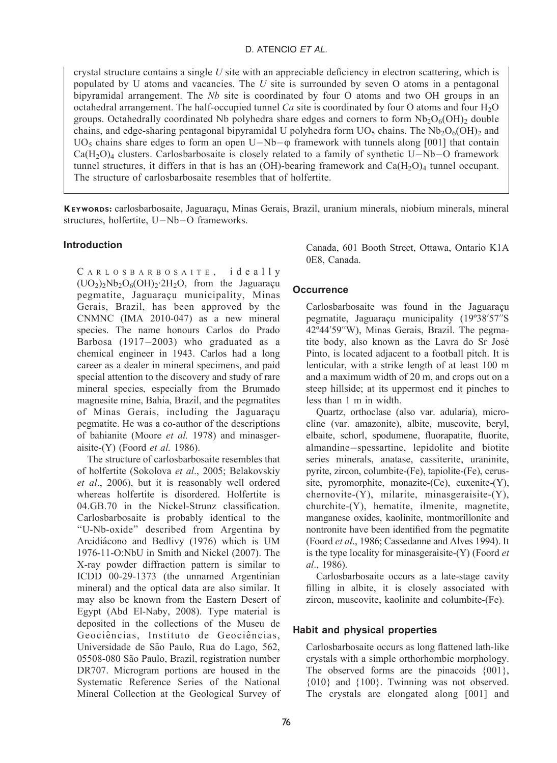crystal structure contains a single *U* site with an appreciable deficiency in electron scattering, which is populated by U atoms and vacancies. The *U* site is surrounded by seven O atoms in a pentagonal bipyramidal arrangement. The *Nb* site is coordinated by four O atoms and two OH groups in an octahedral arrangement. The half-occupied tunnel *Ca* site is coordinated by four O atoms and four $H_2O$ groups. Octahedrally coordinated Nb polyhedra share edges and corners to form $Nb_2O_6(OH)_2$ double chains, and edge-sharing pentagonal bipyramidal U polyhedra form $UO_5$ chains. The $Nb_2O_6(OH)_2$ and $UO_5$ chains share edges to form an open U–Nb–φ framework with tunnels along [001] that contain $Ca(H_2O)_4$ clusters. Carlosbarbosaite is closely related to a family of synthetic U–Nb–O framework tunnel structures, it differs in that is has an (OH)-bearing framework and $Ca(H_2O)_4$ tunnel occupant. The structure of carlosbarbosaite resembles that of holfertite.

**Keywords:** carlosbarbosaite, Jaguaraçu, Minas Gerais, Brazil, uranium minerals, niobium minerals, mineral structures, holfertite, U–Nb–O frameworks.

## Introduction

Carlosbarbosaite, ideally $(UO_2)_2Nb_2O_6(OH)_2{\cdot}2H_2O$, from the Jaguaraçu pegmatite, Jaguaraçu municipality, Minas Gerais, Brazil, has been approved by the CNMNC (IMA 2010-047) as a new mineral species. The name honours Carlos do Prado Barbosa (1917–2003) who graduated as a chemical engineer in 1943. Carlos had a long career as a dealer in mineral specimens, and paid special attention to the discovery and study of rare mineral species, especially from the Brumado magnesite mine, Bahia, Brazil, and the pegmatites of Minas Gerais, including the Jaguaraçu pegmatite. He was a co-author of the descriptions of bahianite (Moore *et al.* 1978) and minasgeraisite-(Y) (Foord *et al.* 1986).

The structure of carlosbarbosaite resembles that of holfertite (Sokolova *et al*., 2005; Belakovskiy *et al*., 2006), but it is reasonably well ordered whereas holfertite is disordered. Holfertite is 04.GB.70 in the Nickel-Strunz classification. Carlosbarbosaite is probably identical to the "U-Nb-oxide" described from Argentina by Arcidiácono and Bedlivy (1976) which is UM 1976-11-O:NbU in Smith and Nickel (2007). The X-ray powder diffraction pattern is similar to ICDD 00-29-1373 (the unnamed Argentinian mineral) and the optical data are also similar. It may also be known from the Eastern Desert of Egypt (Abd El-Naby, 2008). Type material is deposited in the collections of the Museu de Geociências, Instituto de Geociências, Universidade de São Paulo, Rua do Lago, 562, 05508-080 São Paulo, Brazil, registration number DR707. Microgram portions are housed in the Systematic Reference Series of the National Mineral Collection at the Geological Survey of Canada, 601 Booth Street, Ottawa, Ontario K1A 0E8, Canada.

## Occurrence

Carlosbarbosaite was found in the Jaguaraçu pegmatite, Jaguaraçu municipality (19º38′57″S 42º44′59″W), Minas Gerais, Brazil. The pegmatite body, also known as the Lavra do Sr José Pinto, is located adjacent to a football pitch. It is lenticular, with a strike length of at least 100 m and a maximum width of 20 m, and crops out on a steep hillside; at its uppermost end it pinches to less than 1 m in width.

Quartz, orthoclase (also var. adularia), microcline (var. amazonite), albite, muscovite, beryl, elbaite, schorl, spodumene, fluorapatite, fluorite, almandine–spessartine, lepidolite and biotite series minerals, anatase, cassiterite, uraninite, pyrite, zircon, columbite-(Fe), tapiolite-(Fe), cerussite, pyromorphite, monazite-(Ce), euxenite-(Y), chernovite-(Y), milarite, minasgeraisite-(Y), churchite-(Y), hematite, ilmenite, magnetite, manganese oxides, kaolinite, montmorillonite and nontronite have been identified from the pegmatite (Foord *et al*., 1986; Cassedanne and Alves 1994). It is the type locality for minasgeraisite-(Y) (Foord *et al*., 1986).

Carlosbarbosaite occurs as a late-stage cavity filling in albite, it is closely associated with zircon, muscovite, kaolinite and columbite-(Fe).

## Habit and physical properties

Carlosbarbosaite occurs as long flattened lath-like crystals with a simple orthorhombic morphology. The observed forms are the pinacoids {001}, {010} and {100}. Twinning was not observed. The crystals are elongated along [001] and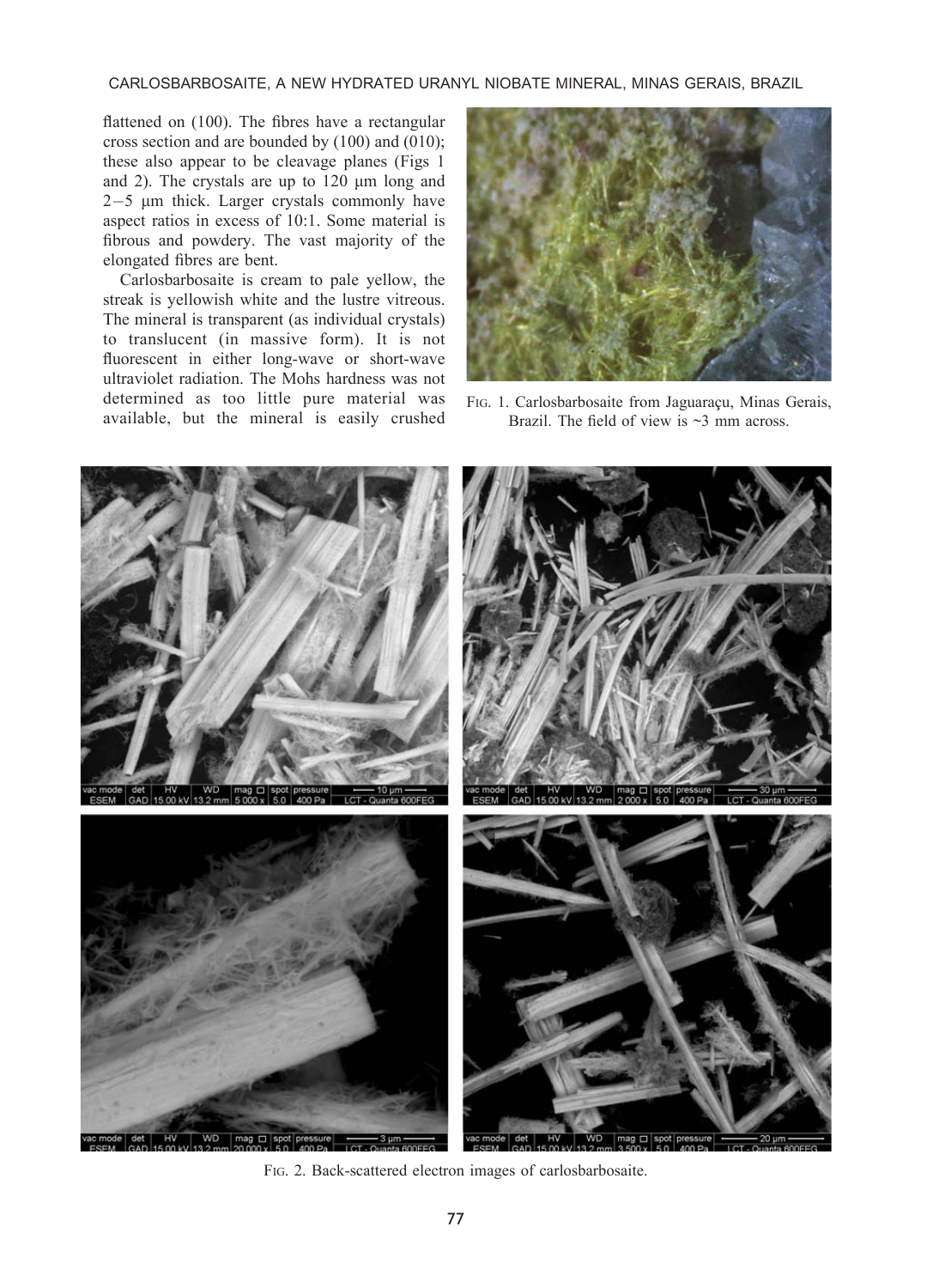flattened on (100). The fibres have a rectangular cross section and are bounded by (100) and (010); these also appear to be cleavage planes (Figs 1 and 2). The crystals are up to 120 μm long and 2–5 μm thick. Larger crystals commonly have aspect ratios in excess of 10:1. Some material is fibrous and powdery. The vast majority of the elongated fibres are bent.

Carlosbarbosaite is cream to pale yellow, the streak is yellowish white and the lustre vitreous. The mineral is transparent (as individual crystals) to translucent (in massive form). It is not fluorescent in either long-wave or short-wave ultraviolet radiation. The Mohs hardness was not determined as too little pure material was available, but the mineral is easily crushed

FIG. 1. Carlosbarbosaite from Jaguaraçu, Minas Gerais, Brazil. The field of view is ~3 mm across.

FIG. 2. Back-scattered electron images of carlosbarbosaite.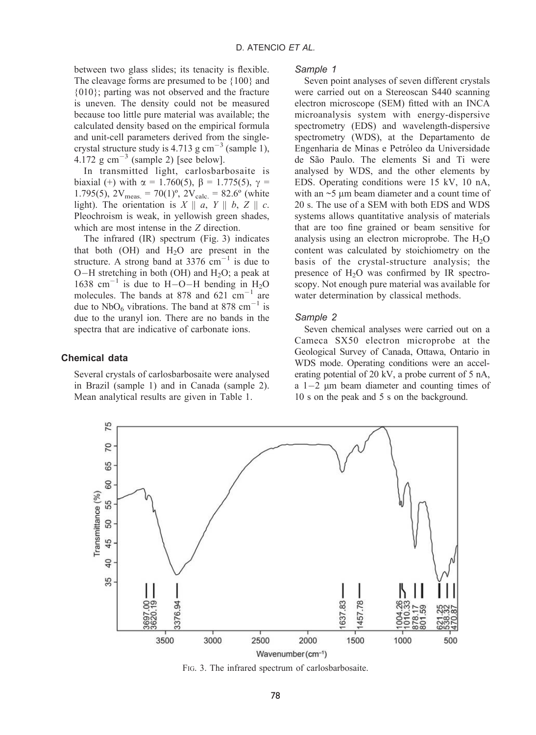between two glass slides; its tenacity is flexible. The cleavage forms are presumed to be {100} and {010}; parting was not observed and the fracture is uneven. The density could not be measured because too little pure material was available; the calculated density based on the empirical formula and unit-cell parameters derived from the single-crystal structure study is 4.713 g $cm^{-3}$ (sample 1), 4.172 g $cm^{-3}$ (sample 2) [see below].

In transmitted light, carlosbarbosaite is biaxial (+) with $\alpha$ = 1.760(5), $\beta$ = 1.775(5), $\gamma$ = 1.795(5), $2V_{meas.}$ = 70(1)º, $2V_{calc.}$ = 82.6º (white light). The orientation is $X \parallel a$, $Y \parallel b$, $Z \parallel c$. Pleochroism is weak, in yellowish green shades, which are most intense in the $Z$ direction.

The infrared (IR) spectrum (Fig. 3) indicates that both (OH) and $H_2O$ are present in the structure. A strong band at 3376 $cm^{-1}$ is due to O−H stretching in both (OH) and $H_2O$; a peak at 1638 $cm^{-1}$ is due to H−O−H bending in $H_2O$ molecules. The bands at 878 and 621 $cm^{-1}$ are due to $NbO_6$ vibrations. The band at 878 $cm^{-1}$ is due to the uranyl ion. There are no bands in the spectra that are indicative of carbonate ions.

## Chemical data

Several crystals of carlosbarbosaite were analysed in Brazil (sample 1) and in Canada (sample 2). Mean analytical results are given in Table 1.

### *Sample 1*

Seven point analyses of seven different crystals were carried out on a Stereoscan S440 scanning electron microscope (SEM) fitted with an INCA microanalysis system with energy-dispersive spectrometry (EDS) and wavelength-dispersive spectrometry (WDS), at the Departamento de Engenharia de Minas e Petróleo da Universidade de São Paulo. The elements Si and Ti were analysed by WDS, and the other elements by EDS. Operating conditions were 15 kV, 10 nA, with an ~5 μm beam diameter and a count time of 20 s. The use of a SEM with both EDS and WDS systems allows quantitative analysis of materials that are too fine grained or beam sensitive for analysis using an electron microprobe. The $H_2O$ content was calculated by stoichiometry on the basis of the crystal-structure analysis; the presence of $H_2O$ was confirmed by IR spectroscopy. Not enough pure material was available for water determination by classical methods.

### *Sample 2*

Seven chemical analyses were carried out on a Cameca SX50 electron microprobe at the Geological Survey of Canada, Ottawa, Ontario in WDS mode. Operating conditions were an accelerating potential of 20 kV, a probe current of 5 nA, a 1−2 μm beam diameter and counting times of 10 s on the peak and 5 s on the background.

FIG. 3. The infrared spectrum of carlosbarbosaite.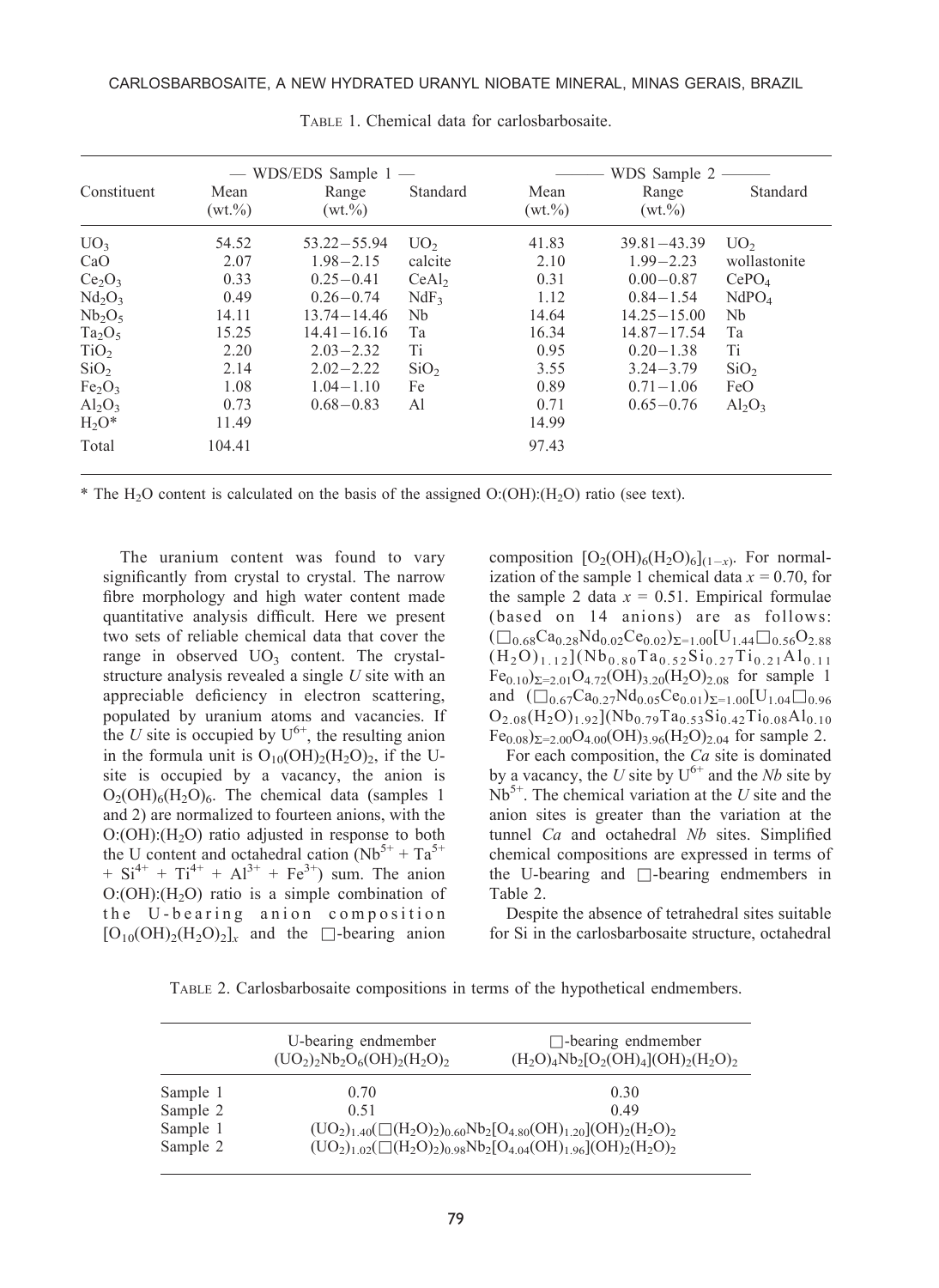TABLE 1. Chemical data for carlosbarbosaite.

| Constituent | — WDS/EDS Sample 1 — | | | ——— WDS Sample 2 ——— | | |
|---|---|---|---|---|---|---|
| | Mean (wt.%) | Range (wt.%) | Standard | Mean (wt.%) | Range (wt.%) | Standard |
| $UO_3$ | 54.52 | 53.22–55.94 | $UO_2$ | 41.83 | 39.81–43.39 | $UO_2$ |
| CaO | 2.07 | 1.98–2.15 | calcite | 2.10 | 1.99–2.23 | wollastonite |
| $Ce_2O_3$ | 0.33 | 0.25–0.41 | $CeAl_2$ | 0.31 | 0.00–0.87 | $CePO_4$ |
| $Nd_2O_3$ | 0.49 | 0.26–0.74 | $NdF_3$ | 1.12 | 0.84–1.54 | $NdPO_4$ |
| $Nb_2O_5$ | 14.11 | 13.74–14.46 | Nb | 14.64 | 14.25–15.00 | Nb |
| $Ta_2O_5$ | 15.25 | 14.41–16.16 | Ta | 16.34 | 14.87–17.54 | Ta |
| $TiO_2$ | 2.20 | 2.03–2.32 | Ti | 0.95 | 0.20–1.38 | Ti |
| $SiO_2$ | 2.14 | 2.02–2.22 | $SiO_2$ | 3.55 | 3.24–3.79 | $SiO_2$ |
| $Fe_2O_3$ | 1.08 | 1.04–1.10 | Fe | 0.89 | 0.71–1.06 | FeO |
| $Al_2O_3$ | 0.73 | 0.68–0.83 | Al | 0.71 | 0.65–0.76 | $Al_2O_3$ |
| $H_2O$* | 11.49 | | | 14.99 | | |
| Total | 104.41 | | | 97.43 | | |

\* The $H_2O$ content is calculated on the basis of the assigned O:(OH):($H_2O$) ratio (see text).

The uranium content was found to vary significantly from crystal to crystal. The narrow fibre morphology and high water content made quantitative analysis difficult. Here we present two sets of reliable chemical data that cover the range in observed $UO_3$ content. The crystal-structure analysis revealed a single *U* site with an appreciable deficiency in electron scattering, populated by uranium atoms and vacancies. If the *U* site is occupied by $U^{6+}$, the resulting anion in the formula unit is $O_{10}(OH)_2(H_2O)_2$, if the U-site is occupied by a vacancy, the anion is $O_2(OH)_6(H_2O)_6$. The chemical data (samples 1 and 2) are normalized to fourteen anions, with the O:(OH):($H_2O$) ratio adjusted in response to both the U content and octahedral cation ($Nb^{5+}$ + $Ta^{5+}$ + $Si^{4+}$ + $Ti^{4+}$ + $Al^{3+}$ + $Fe^{3+}$) sum. The anion O:(OH):($H_2O$) ratio is a simple combination of the U-bearing anion composition $[O_{10}(OH)_2(H_2O)_2]_x$ and the □-bearing anion composition $[O_2(OH)_6(H_2O)_6]_{(1-x)}$. For normalization of the sample 1 chemical data $x = 0.70$, for the sample 2 data $x = 0.51$. Empirical formulae (based on 14 anions) are as follows: $(\square_{0.68}Ca_{0.28}Nd_{0.02}Ce_{0.02})_{\Sigma=1.00}[U_{1.44}\square_{0.56}O_{2.88}(H_2O)_{1.12}](Nb_{0.80}Ta_{0.52}Si_{0.27}Ti_{0.21}Al_{0.11}Fe_{0.10})_{\Sigma=2.01}O_{4.72}(OH)_{3.20}(H_2O)_{2.08}$ for sample 1 and $(\square_{0.67}Ca_{0.27}Nd_{0.05}Ce_{0.01})_{\Sigma=1.00}[U_{1.04}\square_{0.96}O_{2.08}(H_2O)_{1.92}](Nb_{0.79}Ta_{0.53}Si_{0.42}Ti_{0.08}Al_{0.10}Fe_{0.08})_{\Sigma=2.00}O_{4.00}(OH)_{3.96}(H_2O)_{2.04}$ for sample 2.

For each composition, the *Ca* site is dominated by a vacancy, the *U* site by $U^{6+}$ and the *Nb* site by $Nb^{5+}$. The chemical variation at the *U* site and the anion sites is greater than the variation at the tunnel *Ca* and octahedral *Nb* sites. Simplified chemical compositions are expressed in terms of the U-bearing and □-bearing endmembers in Table 2.

Despite the absence of tetrahedral sites suitable for Si in the carlosbarbosaite structure, octahedral

TABLE 2. Carlosbarbosaite compositions in terms of the hypothetical endmembers.

| | U-bearing endmember $(UO_2)_2Nb_2O_6(OH)_2(H_2O)_2$ | □-bearing endmember $(H_2O)_4Nb_2[O_2(OH)_4](OH)_2(H_2O)_2$ |
|---|---|---|
| Sample 1 | 0.70 | 0.30 |
| Sample 2 | 0.51 | 0.49 |
| Sample 1 | $(UO_2)_{1.40}(\square(H_2O)_2)_{0.60}Nb_2[O_{4.80}(OH)_{1.20}](OH)_2(H_2O)_2$ | |
| Sample 2 | $(UO_2)_{1.02}(\square(H_2O)_2)_{0.98}Nb_2[O_{4.04}(OH)_{1.96}](OH)_2(H_2O)_2$ | |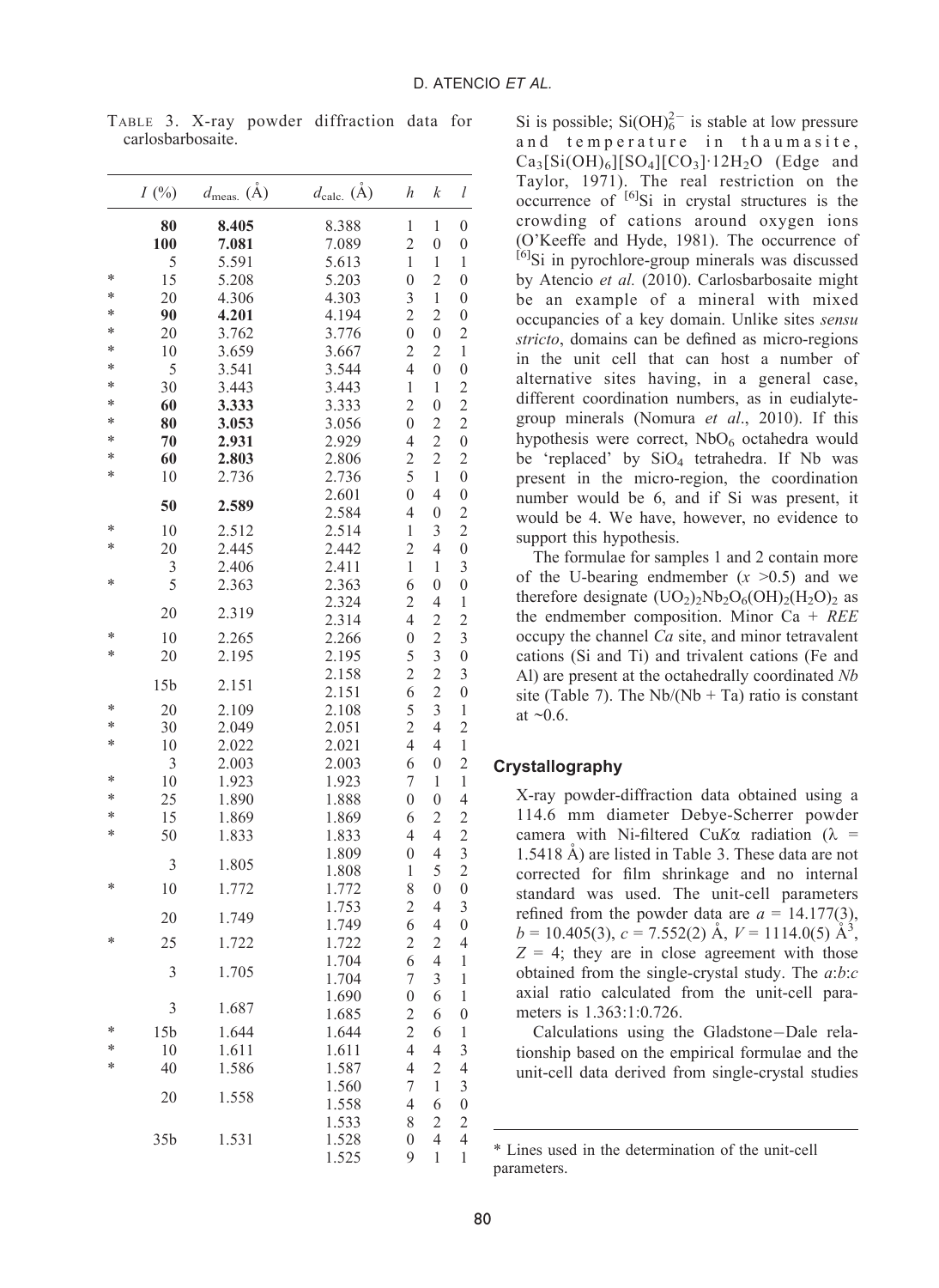TABLE 3. X-ray powder diffraction data for carlosbarbosaite.

| | $I$ (%) | $d_{meas.}$ (Å) | $d_{calc.}$ (Å) | $h$ | $k$ | $l$ |
|---|---|---|---|---|---|---|
| | **80** | **8.405** | 8.388 | 1 | 1 | 0 |
| | **100** | **7.081** | 7.089 | 2 | 0 | 0 |
| | 5 | 5.591 | 5.613 | 1 | 1 | 1 |
| * | 15 | 5.208 | 5.203 | 0 | 2 | 0 |
| * | 20 | 4.306 | 4.303 | 3 | 1 | 0 |
| * | **90** | **4.201** | 4.194 | 2 | 2 | 0 |
| * | 20 | 3.762 | 3.776 | 0 | 0 | 2 |
| * | 10 | 3.659 | 3.667 | 2 | 2 | 1 |
| * | 5 | 3.541 | 3.544 | 4 | 0 | 0 |
| * | 30 | 3.443 | 3.443 | 1 | 1 | 2 |
| * | **60** | **3.333** | 3.333 | 2 | 0 | 2 |
| * | **80** | **3.053** | 3.056 | 0 | 2 | 2 |
| * | **70** | **2.931** | 2.929 | 4 | 2 | 0 |
| * | **60** | **2.803** | 2.806 | 2 | 2 | 2 |
| * | 10 | 2.736 | 2.736 | 5 | 1 | 0 |
| | **50** | **2.589** | 2.601 | 0 | 4 | 0 |
| | | | 2.584 | 4 | 0 | 2 |
| * | 10 | 2.512 | 2.514 | 1 | 3 | 2 |
| * | 20 | 2.445 | 2.442 | 2 | 4 | 0 |
| | 3 | 2.406 | 2.411 | 1 | 1 | 3 |
| * | 5 | 2.363 | 2.363 | 6 | 0 | 0 |
| | 20 | 2.319 | 2.324 | 2 | 4 | 1 |
| | | | 2.314 | 4 | 2 | 2 |
| * | 10 | 2.265 | 2.266 | 0 | 2 | 3 |
| * | 20 | 2.195 | 2.195 | 5 | 3 | 0 |
| | 15b | 2.151 | 2.158 | 2 | 2 | 3 |
| | | | 2.151 | 6 | 2 | 0 |
| * | 20 | 2.109 | 2.108 | 5 | 3 | 1 |
| * | 30 | 2.049 | 2.051 | 2 | 4 | 2 |
| * | 10 | 2.022 | 2.021 | 4 | 4 | 1 |
| | 3 | 2.003 | 2.003 | 6 | 0 | 2 |
| * | 10 | 1.923 | 1.923 | 7 | 1 | 1 |
| * | 25 | 1.890 | 1.888 | 0 | 0 | 4 |
| * | 15 | 1.869 | 1.869 | 6 | 2 | 2 |
| * | 50 | 1.833 | 1.833 | 4 | 4 | 2 |
| | 3 | 1.805 | 1.809 | 0 | 4 | 3 |
| | | | 1.808 | 1 | 5 | 2 |
| * | 10 | 1.772 | 1.772 | 8 | 0 | 0 |
| | 20 | 1.749 | 1.753 | 2 | 4 | 3 |
| | | | 1.749 | 6 | 4 | 0 |
| * | 25 | 1.722 | 1.722 | 2 | 2 | 4 |
| | 3 | 1.705 | 1.704 | 6 | 4 | 1 |
| | | | 1.704 | 7 | 3 | 1 |
| | 3 | 1.687 | 1.690 | 0 | 6 | 1 |
| | | | 1.685 | 2 | 6 | 0 |
| * | 15b | 1.644 | 1.644 | 2 | 6 | 1 |
| * | 10 | 1.611 | 1.611 | 4 | 4 | 3 |
| * | 40 | 1.586 | 1.587 | 4 | 2 | 4 |
| | 20 | 1.558 | 1.560 | 7 | 1 | 3 |
| | | | 1.558 | 4 | 6 | 0 |
| | 35b | 1.531 | 1.533 | 8 | 2 | 2 |
| | | | 1.528 | 0 | 4 | 4 |
| | | | 1.525 | 9 | 1 | 1 |

Si is possible; $Si(OH)_6^{2-}$ is stable at low pressure and temperature in thaumasite, $Ca_3[Si(OH)_6][SO_4][CO_3]\cdot 12H_2O$ (Edge and Taylor, 1971). The real restriction on the occurrence of $^{[6]}Si$ in crystal structures is the crowding of cations around oxygen ions (O'Keeffe and Hyde, 1981). The occurrence of $^{[6]}Si$ in pyrochlore-group minerals was discussed by Atencio *et al.* (2010). Carlosbarbosaite might be an example of a mineral with mixed occupancies of a key domain. Unlike sites *sensu stricto*, domains can be defined as micro-regions in the unit cell that can host a number of alternative sites having, in a general case, different coordination numbers, as in eudialyte-group minerals (Nomura *et al*., 2010). If this hypothesis were correct, $NbO_6$ octahedra would be 'replaced' by $SiO_4$ tetrahedra. If Nb was present in the micro-region, the coordination number would be 6, and if Si was present, it would be 4. We have, however, no evidence to support this hypothesis.

The formulae for samples 1 and 2 contain more of the U-bearing endmember ($x$ >0.5) and we therefore designate $(UO_2)_2Nb_2O_6(OH)_2(H_2O)_2$ as the endmember composition. Minor Ca + *REE* occupy the channel *Ca* site, and minor tetravalent cations (Si and Ti) and trivalent cations (Fe and Al) are present at the octahedrally coordinated *Nb* site (Table 7). The Nb/(Nb + Ta) ratio is constant at ~0.6.

## Crystallography

X-ray powder-diffraction data obtained using a 114.6 mm diameter Debye-Scherrer powder camera with Ni-filtered Cu$K\alpha$ radiation ($\lambda$ = 1.5418 Å) are listed in Table 3. These data are not corrected for film shrinkage and no internal standard was used. The unit-cell parameters refined from the powder data are $a$ = 14.177(3), $b$ = 10.405(3), $c$ = 7.552(2) Å, $V$ = 1114.0(5) Å$^3$, $Z$ = 4; they are in close agreement with those obtained from the single-crystal study. The $a$:$b$:$c$ axial ratio calculated from the unit-cell parameters is 1.363:1:0.726.

Calculations using the Gladstone–Dale relationship based on the empirical formulae and the unit-cell data derived from single-crystal studies

* Lines used in the determination of the unit-cell parameters.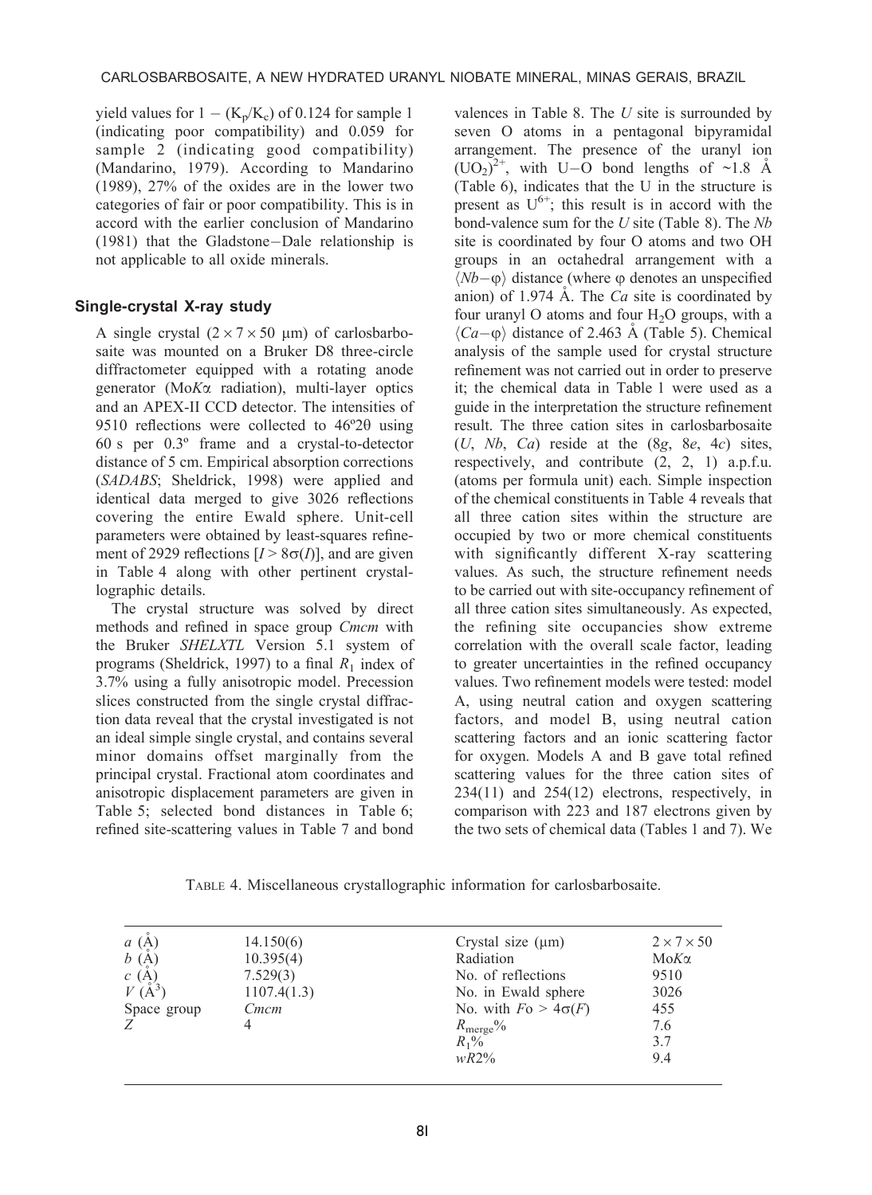yield values for $1 - (K_p/K_c)$ of 0.124 for sample 1 (indicating poor compatibility) and 0.059 for sample 2 (indicating good compatibility) (Mandarino, 1979). According to Mandarino (1989), 27% of the oxides are in the lower two categories of fair or poor compatibility. This is in accord with the earlier conclusion of Mandarino (1981) that the Gladstone–Dale relationship is not applicable to all oxide minerals.

## Single-crystal X-ray study

A single crystal (2 × 7 × 50 μm) of carlosbarbosaite was mounted on a Bruker D8 three-circle diffractometer equipped with a rotating anode generator (Mo*K*α radiation), multi-layer optics and an APEX-II CCD detector. The intensities of 9510 reflections were collected to 46°2θ using 60 s per 0.3° frame and a crystal-to-detector distance of 5 cm. Empirical absorption corrections (*SADABS*; Sheldrick, 1998) were applied and identical data merged to give 3026 reflections covering the entire Ewald sphere. Unit-cell parameters were obtained by least-squares refinement of 2929 reflections [$I > 8\sigma(I)$], and are given in Table 4 along with other pertinent crystallographic details.

The crystal structure was solved by direct methods and refined in space group *Cmcm* with the Bruker *SHELXTL* Version 5.1 system of programs (Sheldrick, 1997) to a final $R_1$ index of 3.7% using a fully anisotropic model. Precession slices constructed from the single crystal diffraction data reveal that the crystal investigated is not an ideal simple single crystal, and contains several minor domains offset marginally from the principal crystal. Fractional atom coordinates and anisotropic displacement parameters are given in Table 5; selected bond distances in Table 6; refined site-scattering values in Table 7 and bond valences in Table 8. The *U* site is surrounded by seven O atoms in a pentagonal bipyramidal arrangement. The presence of the uranyl ion $(UO_2)^{2+}$, with U–O bond lengths of ~1.8 Å (Table 6), indicates that the U in the structure is present as $U^{6+}$; this result is in accord with the bond-valence sum for the *U* site (Table 8). The *Nb* site is coordinated by four O atoms and two OH groups in an octahedral arrangement with a ⟨*Nb*–φ⟩ distance (where φ denotes an unspecified anion) of 1.974 Å. The *Ca* site is coordinated by four uranyl O atoms and four $H_2O$ groups, with a ⟨*Ca*–φ⟩ distance of 2.463 Å (Table 5). Chemical analysis of the sample used for crystal structure refinement was not carried out in order to preserve it; the chemical data in Table 1 were used as a guide in the interpretation the structure refinement result. The three cation sites in carlosbarbosaite (*U*, *Nb*, *Ca*) reside at the (8*g*, 8*e*, 4*c*) sites, respectively, and contribute (2, 2, 1) a.p.f.u. (atoms per formula unit) each. Simple inspection of the chemical constituents in Table 4 reveals that all three cation sites within the structure are occupied by two or more chemical constituents with significantly different X-ray scattering values. As such, the structure refinement needs to be carried out with site-occupancy refinement of all three cation sites simultaneously. As expected, the refining site occupancies show extreme correlation with the overall scale factor, leading to greater uncertainties in the refined occupancy values. Two refinement models were tested: model A, using neutral cation and oxygen scattering factors, and model B, using neutral cation scattering factors and an ionic scattering factor for oxygen. Models A and B gave total refined scattering values for the three cation sites of 234(11) and 254(12) electrons, respectively, in comparison with 223 and 187 electrons given by the two sets of chemical data (Tables 1 and 7). We

TABLE 4. Miscellaneous crystallographic information for carlosbarbosaite.

| | | | |
|---|---|---|---|
| *a* (Å) | 14.150(6) | Crystal size (μm) | 2 × 7 × 50 |
| *b* (Å) | 10.395(4) | Radiation | Mo*K*α |
| *c* (Å) | 7.529(3) | No. of reflections | 9510 |
| *V* (Å$^3$) | 1107.4(1.3) | No. in Ewald sphere | 3026 |
| Space group | *Cmcm* | No. with $Fo > 4\sigma(F)$ | 455 |
| *Z* | 4 | $R_{merge}$% | 7.6 |
| | | $R_1$% | 3.7 |
| | | $wR2$% | 9.4 |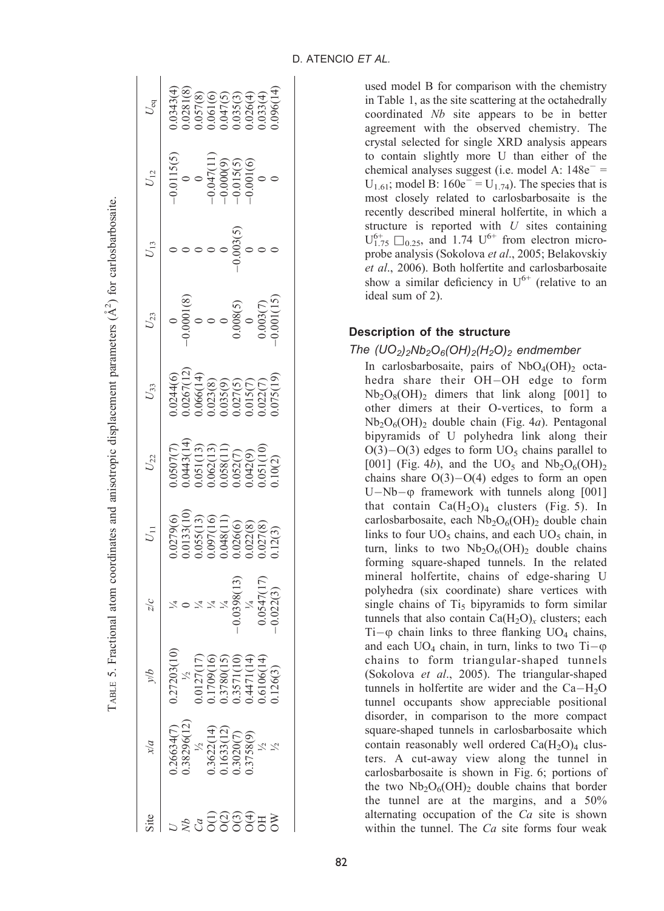TABLE 5. Fractional atom coordinates and anisotropic displacement parameters (Å²) for carlosbarbosaite.

| Site | x/a | y/b | z/c | $U_{11}$ | $U_{22}$ | $U_{33}$ | $U_{23}$ | $U_{13}$ | $U_{12}$ | $U_{eq}$ |
|---|---|---|---|---|---|---|---|---|---|---|
| U | 0.26634(7) | 0.27203(10) | ¼ | 0.0279(6) | 0.0507(7) | 0.0244(6) | 0 | 0 | −0.0115(5) | 0.0343(4) |
| Nb | 0.38296(12) | ½ | 0 | 0.0133(10) | 0.0443(14) | 0.0267(12) | −0.0001(8) | 0 | 0 | 0.0281(8) |
| Ca | ½ | 0.0127(17) | ¼ | 0.055(13) | 0.051(13) | 0.066(14) | 0 | 0 | 0 | 0.057(8) |
| O(1) | 0.3622(14) | 0.1709(16) | ¼ | 0.097(16) | 0.062(13) | 0.023(8) | 0 | 0 | −0.047(11) | 0.061(6) |
| O(2) | 0.1633(12) | 0.3780(15) | ¼ | 0.048(11) | 0.058(11) | 0.035(9) | 0 | 0 | −0.000(9) | 0.047(5) |
| O(3) | 0.3020(7) | 0.3571(10) | −0.0398(13) | 0.026(6) | 0.052(7) | 0.027(5) | 0.008(5) | −0.003(5) | −0.015(5) | 0.035(3) |
| O(4) | 0.3758(9) | 0.4471(14) | ¼ | 0.022(8) | 0.042(9) | 0.015(7) | 0 | 0 | −0.001(6) | 0.026(4) |
| OH | ½ | 0.6106(14) | 0.0547(17) | 0.027(8) | 0.051(10) | 0.022(7) | 0.003(7) | 0 | 0 | 0.033(4) |
| OW | ½ | 0.126(3) | −0.022(3) | 0.12(3) | 0.10(2) | 0.075(19) | −0.001(15) | 0 | 0 | 0.096(14) |

used model B for comparison with the chemistry in Table 1, as the site scattering at the octahedrally coordinated *Nb* site appears to be in better agreement with the observed chemistry. The crystal selected for single XRD analysis appears to contain slightly more U than either of the chemical analyses suggest (i.e. model A: $148e^- = U_{1.61}$; model B: $160e^- = U_{1.74}$). The species that is most closely related to carlosbarbosaite is the recently described mineral holfertite, in which a structure is reported with *U* sites containing $U^{6+}_{1.75}\,\square_{0.25}$, and 1.74 $U^{6+}$ from electron microprobe analysis (Sokolova *et al*., 2005; Belakovskiy *et al*., 2006). Both holfertite and carlosbarbosaite show a similar deficiency in $U^{6+}$ (relative to an ideal sum of 2).

## Description of the structure

### The $(UO_2)_2Nb_2O_6(OH)_2(H_2O)_2$ endmember

In carlosbarbosaite, pairs of $NbO_4(OH)_2$ octahedra share their OH−OH edge to form $Nb_2O_8(OH)_2$ dimers that link along [001] to other dimers at their O-vertices, to form a $Nb_2O_6(OH)_2$ double chain (Fig. 4*a*). Pentagonal bipyramids of U polyhedra link along their O(3)−O(3) edges to form $UO_5$ chains parallel to [001] (Fig. 4*b*), and the $UO_5$ and $Nb_2O_6(OH)_2$ chains share O(3)−O(4) edges to form an open U−Nb−φ framework with tunnels along [001] that contain $Ca(H_2O)_4$ clusters (Fig. 5). In carlosbarbosaite, each $Nb_2O_6(OH)_2$ double chain links to four $UO_5$ chains, and each $UO_5$ chain, in turn, links to two $Nb_2O_6(OH)_2$ double chains forming square-shaped tunnels. In the related mineral holfertite, chains of edge-sharing U polyhedra (six coordinate) share vertices with single chains of $Ti_5$ bipyramids to form similar tunnels that also contain $Ca(H_2O)_x$ clusters; each Ti−φ chain links to three flanking $UO_4$ chains, and each $UO_4$ chain, in turn, links to two Ti−φ chains to form triangular-shaped tunnels (Sokolova *et al*., 2005). The triangular-shaped tunnels in holfertite are wider and the Ca−$H_2O$ tunnel occupants show appreciable positional disorder, in comparison to the more compact square-shaped tunnels in carlosbarbosaite which contain reasonably well ordered $Ca(H_2O)_4$ clusters. A cut-away view along the tunnel in carlosbarbosaite is shown in Fig. 6; portions of the two $Nb_2O_6(OH)_2$ double chains that border the tunnel are at the margins, and a 50% alternating occupation of the *Ca* site is shown within the tunnel. The *Ca* site forms four weak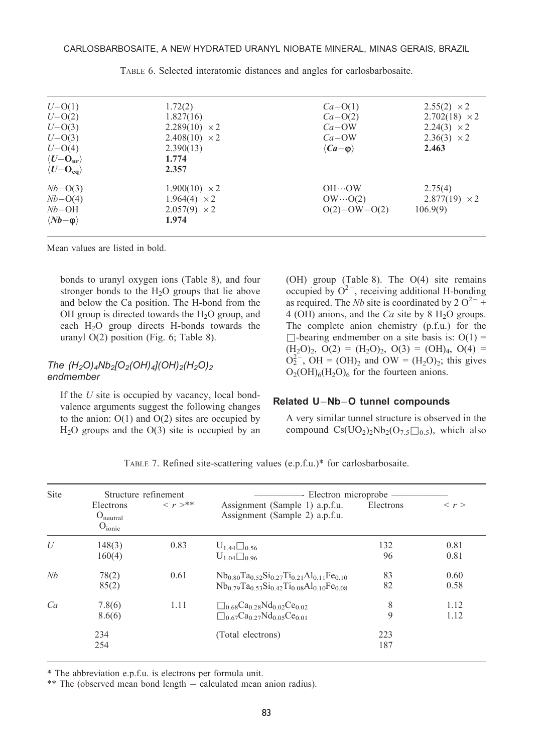TABLE 6. Selected interatomic distances and angles for carlosbarbosaite.

| | | | |
|---|---|---|---|
| *U*–O(1) | 1.72(2) | *Ca*–O(1) | 2.55(2) ×2 |
| *U*–O(2) | 1.827(16) | *Ca*–O(2) | 2.702(18) ×2 |
| *U*–O(3) | 2.289(10) ×2 | *Ca*–OW | 2.24(3) ×2 |
| *U*–O(3) | 2.408(10) ×2 | *Ca*–OW | 2.36(3) ×2 |
| *U*–O(4) | 2.390(13) | **⟨*Ca*–φ⟩** | **2.463** |
| **⟨*U*–O$_{ur}$⟩** | **1.774** | | |
| **⟨*U*–O$_{eq}$⟩** | **2.357** | | |
| *Nb*–O(3) | 1.900(10) ×2 | OH···OW | 2.75(4) |
| *Nb*–O(4) | 1.964(4) ×2 | OW···O(2) | 2.877(19) ×2 |
| *Nb*–OH | 2.057(9) ×2 | O(2)–OW–O(2) | 106.9(9) |
| **⟨*Nb*–φ⟩** | **1.974** | | |

Mean values are listed in bold.

bonds to uranyl oxygen ions (Table 8), and four stronger bonds to the $H_2O$ groups that lie above and below the Ca position. The H-bond from the OH group is directed towards the $H_2O$ group, and each $H_2O$ group directs H-bonds towards the uranyl O(2) position (Fig. 6; Table 8).

### *The $(H_2O)_4Nb_2[O_2(OH)_4](OH)_2(H_2O)_2$ endmember*

If the *U* site is occupied by vacancy, local bond-valence arguments suggest the following changes to the anion: O(1) and O(2) sites are occupied by $H_2O$ groups and the O(3) site is occupied by an (OH) group (Table 8). The O(4) site remains occupied by $O^{2-}$, receiving additional H-bonding as required. The *Nb* site is coordinated by 2 $O^{2-}$ + 4 (OH) anions, and the *Ca* site by 8 $H_2O$ groups. The complete anion chemistry (p.f.u.) for the □-bearing endmember on a site basis is: O(1) = $(H_2O)_2$, O(2) = $(H_2O)_2$, O(3) = $(OH)_4$, O(4) = $O_2^{2-}$, OH = $(OH)_2$ and OW = $(H_2O)_2$; this gives $O_2(OH)_6(H_2O)_6$ for the fourteen anions.

## Related U–Nb–O tunnel compounds

A very similar tunnel structure is observed in the compound $Cs(UO_2)_2Nb_2(O_{7.5}\square_{0.5})$, which also

TABLE 7. Refined site-scattering values (e.p.f.u.)* for carlosbarbosaite.

| Site | Structure refinement | | Electron microprobe | | |
|---|---|---|---|---|---|
| | Electrons O$_{neutral}$ O$_{ionic}$ | < *r* >** | Assignment (Sample 1) a.p.f.u. Assignment (Sample 2) a.p.f.u. | Electrons | < *r* > |
| *U* | 148(3) | 0.83 | $U_{1.44}\square_{0.56}$ | 132 | 0.81 |
| | 160(4) | | $U_{1.04}\square_{0.96}$ | 96 | 0.81 |
| *Nb* | 78(2) | 0.61 | $Nb_{0.80}Ta_{0.52}Si_{0.27}Ti_{0.21}Al_{0.11}Fe_{0.10}$ | 83 | 0.60 |
| | 85(2) | | $Nb_{0.79}Ta_{0.53}Si_{0.42}Ti_{0.08}Al_{0.10}Fe_{0.08}$ | 82 | 0.58 |
| *Ca* | 7.8(6) | 1.11 | $\square_{0.68}Ca_{0.28}Nd_{0.02}Ce_{0.02}$ | 8 | 1.12 |
| | 8.6(6) | | $\square_{0.67}Ca_{0.27}Nd_{0.05}Ce_{0.01}$ | 9 | 1.12 |
| | 234 | | (Total electrons) | 223 | |
| | 254 | | | 187 | |

\* The abbreviation e.p.f.u. is electrons per formula unit.

\*\* The (observed mean bond length − calculated mean anion radius).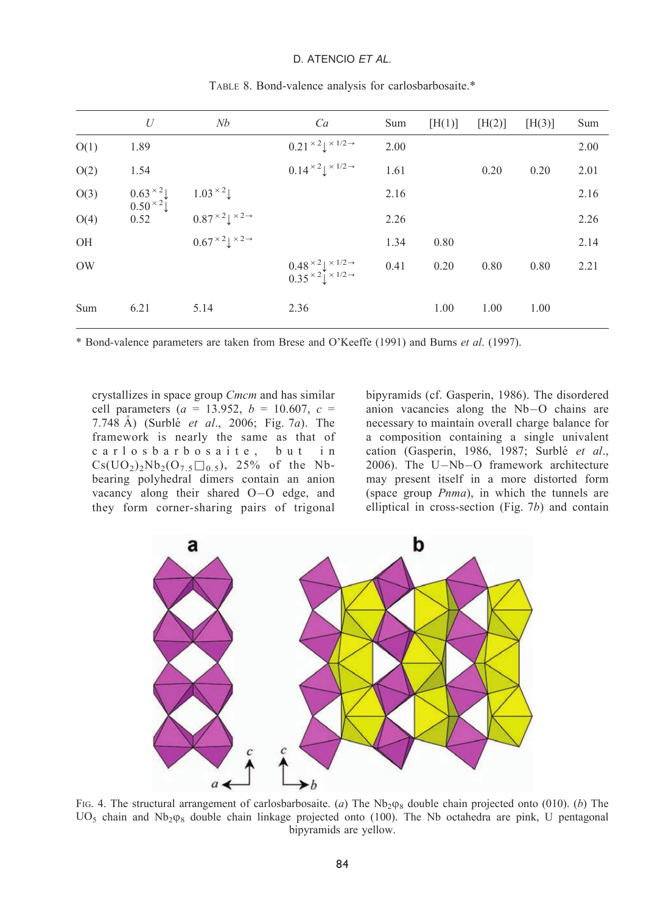TABLE 8. Bond-valence analysis for carlosbarbosaite.*

| | *U* | *Nb* | *Ca* | Sum | [H(1)] | [H(2)] | [H(3)] | Sum |
|---|---|---|---|---|---|---|---|---|
| O(1) | 1.89 | | $0.21^{\times 2}\downarrow^{\times 1/2 \rightarrow}$ | 2.00 | | | | 2.00 |
| O(2) | 1.54 | | $0.14^{\times 2}\downarrow^{\times 1/2 \rightarrow}$ | 1.61 | | 0.20 | 0.20 | 2.01 |
| O(3) | $0.63^{\times 2}\downarrow$ $0.50^{\times 2}\downarrow$ | $1.03^{\times 2}\downarrow$ | | 2.16 | | | | 2.16 |
| O(4) | 0.52 | $0.87^{\times 2}\downarrow^{\times 2 \rightarrow}$ | | 2.26 | | | | 2.26 |
| OH | | $0.67^{\times 2}\downarrow^{\times 2 \rightarrow}$ | | 1.34 | 0.80 | | | 2.14 |
| OW | | | $0.48^{\times 2}\downarrow^{\times 1/2 \rightarrow}$ $0.35^{\times 2}\downarrow^{\times 1/2 \rightarrow}$ | 0.41 | 0.20 | 0.80 | 0.80 | 2.21 |
| Sum | 6.21 | 5.14 | 2.36 | | 1.00 | 1.00 | 1.00 | |

\* Bond-valence parameters are taken from Brese and O'Keeffe (1991) and Burns *et al*. (1997).

crystallizes in space group *Cmcm* and has similar cell parameters ($a$ = 13.952, $b$ = 10.607, $c$ = 7.748 Å) (Surblé *et al*., 2006; Fig. 7*a*). The framework is nearly the same as that of carlosbarbosaite, but in $Cs(UO_2)_2Nb_2(O_{7.5}\square_{0.5})$, 25% of the Nb-bearing polyhedral dimers contain an anion vacancy along their shared O–O edge, and they form corner-sharing pairs of trigonal bipyramids (cf. Gasperin, 1986). The disordered anion vacancies along the Nb–O chains are necessary to maintain overall charge balance for a composition containing a single univalent cation (Gasperin, 1986, 1987; Surblé *et al*., 2006). The U–Nb–O framework architecture may present itself in a more distorted form (space group *Pnma*), in which the tunnels are elliptical in cross-section (Fig. 7*b*) and contain

FIG. 4. The structural arrangement of carlosbarbosaite. (*a*) The $Nb_2\varphi_8$ double chain projected onto (010). (*b*) The $UO_5$ chain and $Nb_2\varphi_8$ double chain linkage projected onto (100). The Nb octahedra are pink, U pentagonal bipyramids are yellow.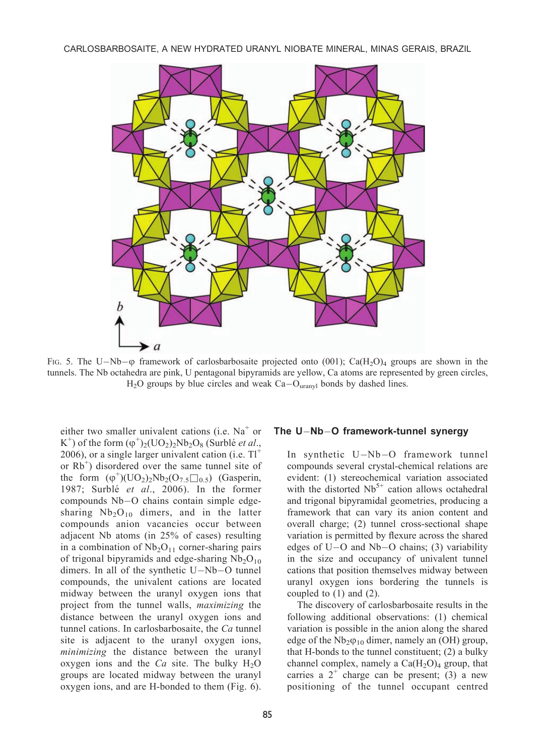FIG. 5. The U–Nb–φ framework of carlosbarbosaite projected onto (001); $Ca(H_2O)_4$ groups are shown in the tunnels. The Nb octahedra are pink, U pentagonal bipyramids are yellow, Ca atoms are represented by green circles, $H_2O$ groups by blue circles and weak $Ca–O_{uranyl}$ bonds by dashed lines.

either two smaller univalent cations (i.e. $Na^+$ or $K^+$) of the form $(\varphi^+)_2(UO_2)_2Nb_2O_8$ (Surblé *et al.*, 2006), or a single larger univalent cation (i.e. $Tl^+$ or $Rb^+$) disordered over the same tunnel site of the form $(\varphi^+)(UO_2)_2Nb_2(O_{7.5}\square_{0.5})$ (Gasperin, 1987; Surblé *et al.*, 2006). In the former compounds Nb–O chains contain simple edge-sharing $Nb_2O_{10}$ dimers, and in the latter compounds anion vacancies occur between adjacent Nb atoms (in 25% of cases) resulting in a combination of $Nb_2O_{11}$ corner-sharing pairs of trigonal bipyramids and edge-sharing $Nb_2O_{10}$ dimers. In all of the synthetic U–Nb–O tunnel compounds, the univalent cations are located midway between the uranyl oxygen ions that project from the tunnel walls, *maximizing* the distance between the uranyl oxygen ions and tunnel cations. In carlosbarbosaite, the *Ca* tunnel site is adjacent to the uranyl oxygen ions, *minimizing* the distance between the uranyl oxygen ions and the *Ca* site. The bulky $H_2O$ groups are located midway between the uranyl oxygen ions, and are H-bonded to them (Fig. 6).

## The U–Nb–O framework-tunnel synergy

In synthetic U–Nb–O framework tunnel compounds several crystal-chemical relations are evident: (1) stereochemical variation associated with the distorted $Nb^{5+}$ cation allows octahedral and trigonal bipyramidal geometries, producing a framework that can vary its anion content and overall charge; (2) tunnel cross-sectional shape variation is permitted by flexure across the shared edges of U–O and Nb–O chains; (3) variability in the size and occupancy of univalent tunnel cations that position themselves midway between uranyl oxygen ions bordering the tunnels is coupled to (1) and (2).

The discovery of carlosbarbosaite results in the following additional observations: (1) chemical variation is possible in the anion along the shared edge of the $Nb_2\varphi_{10}$ dimer, namely an (OH) group, that H-bonds to the tunnel constituent; (2) a bulky channel complex, namely a $Ca(H_2O)_4$ group, that carries a $2^+$ charge can be present; (3) a new positioning of the tunnel occupant centred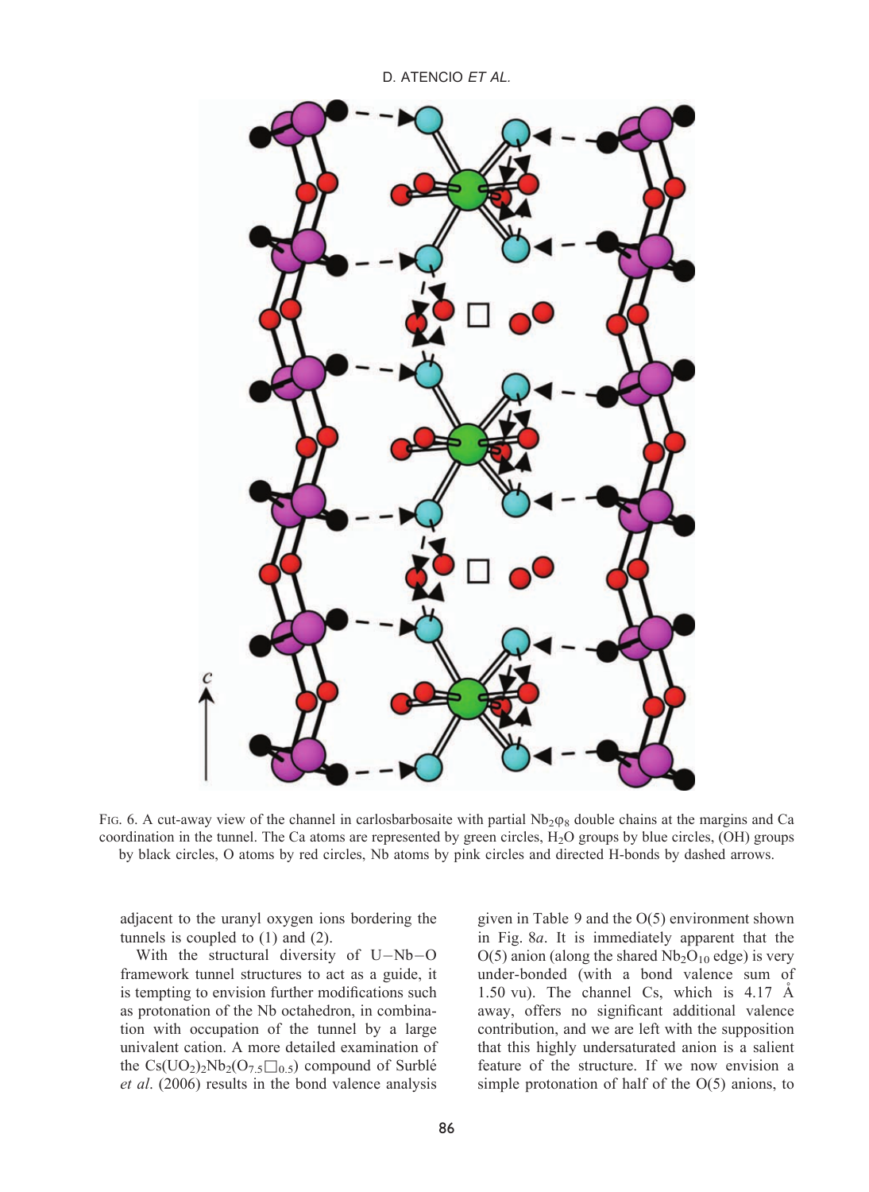FIG. 6. A cut-away view of the channel in carlosbarbosaite with partial $Nb_2\varphi_8$ double chains at the margins and Ca coordination in the tunnel. The Ca atoms are represented by green circles, $H_2O$ groups by blue circles, (OH) groups by black circles, O atoms by red circles, Nb atoms by pink circles and directed H-bonds by dashed arrows.

adjacent to the uranyl oxygen ions bordering the tunnels is coupled to (1) and (2).

With the structural diversity of U–Nb–O framework tunnel structures to act as a guide, it is tempting to envision further modifications such as protonation of the Nb octahedron, in combination with occupation of the tunnel by a large univalent cation. A more detailed examination of the $Cs(UO_2)_2Nb_2(O_{7.5}\square_{0.5})$ compound of Surblé *et al*. (2006) results in the bond valence analysis given in Table 9 and the O(5) environment shown in Fig. 8*a*. It is immediately apparent that the O(5) anion (along the shared $Nb_2O_{10}$ edge) is very under-bonded (with a bond valence sum of 1.50 vu). The channel Cs, which is 4.17 Å away, offers no significant additional valence contribution, and we are left with the supposition that this highly undersaturated anion is a salient feature of the structure. If we now envision a simple protonation of half of the O(5) anions, to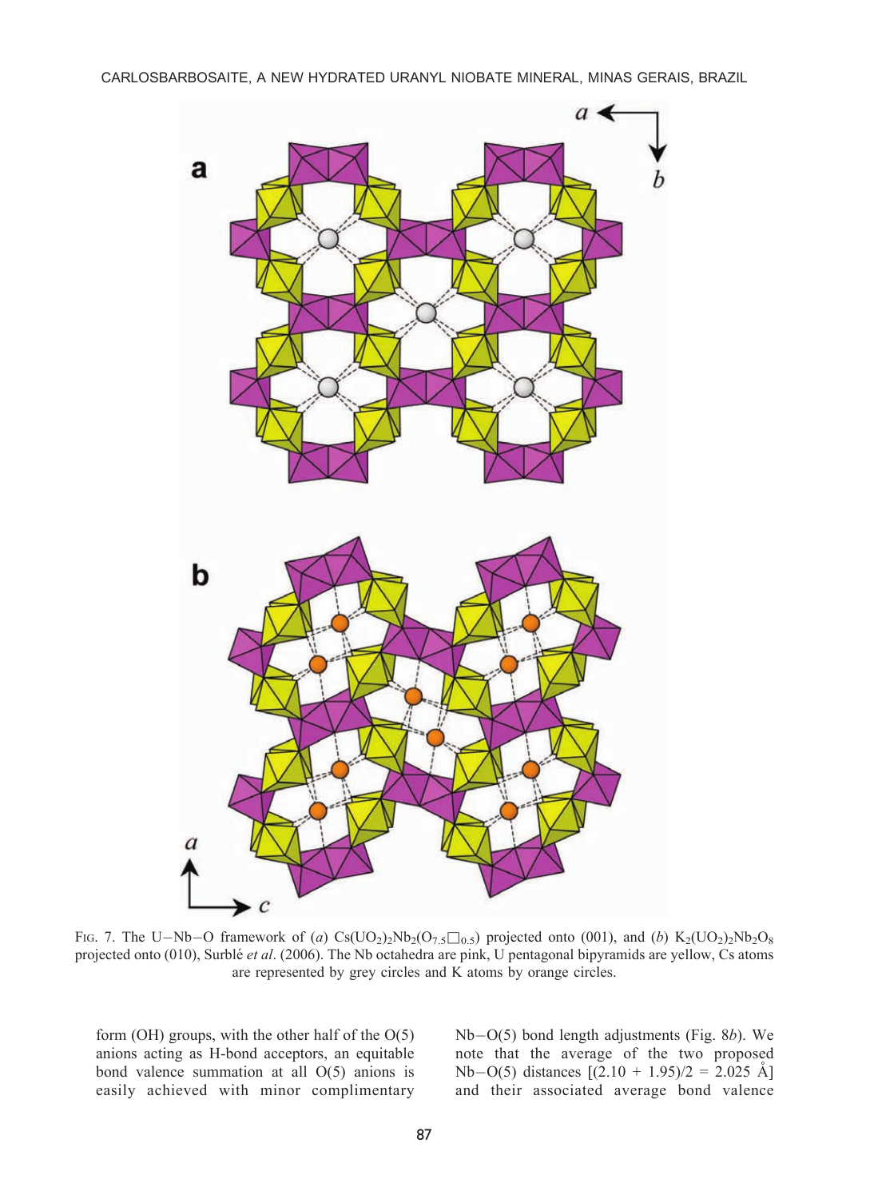FIG. 7. The U–Nb–O framework of (*a*) $Cs(UO_2)_2Nb_2(O_{7.5}\square_{0.5})$ projected onto (001), and (*b*) $K_2(UO_2)_2Nb_2O_8$ projected onto (010), Surblé *et al*. (2006). The Nb octahedra are pink, U pentagonal bipyramids are yellow, Cs atoms are represented by grey circles and K atoms by orange circles.

form (OH) groups, with the other half of the O(5) anions acting as H-bond acceptors, an equitable bond valence summation at all O(5) anions is easily achieved with minor complimentary Nb–O(5) bond length adjustments (Fig. 8*b*). We note that the average of the two proposed Nb–O(5) distances [(2.10 + 1.95)/2 = 2.025 Å] and their associated average bond valence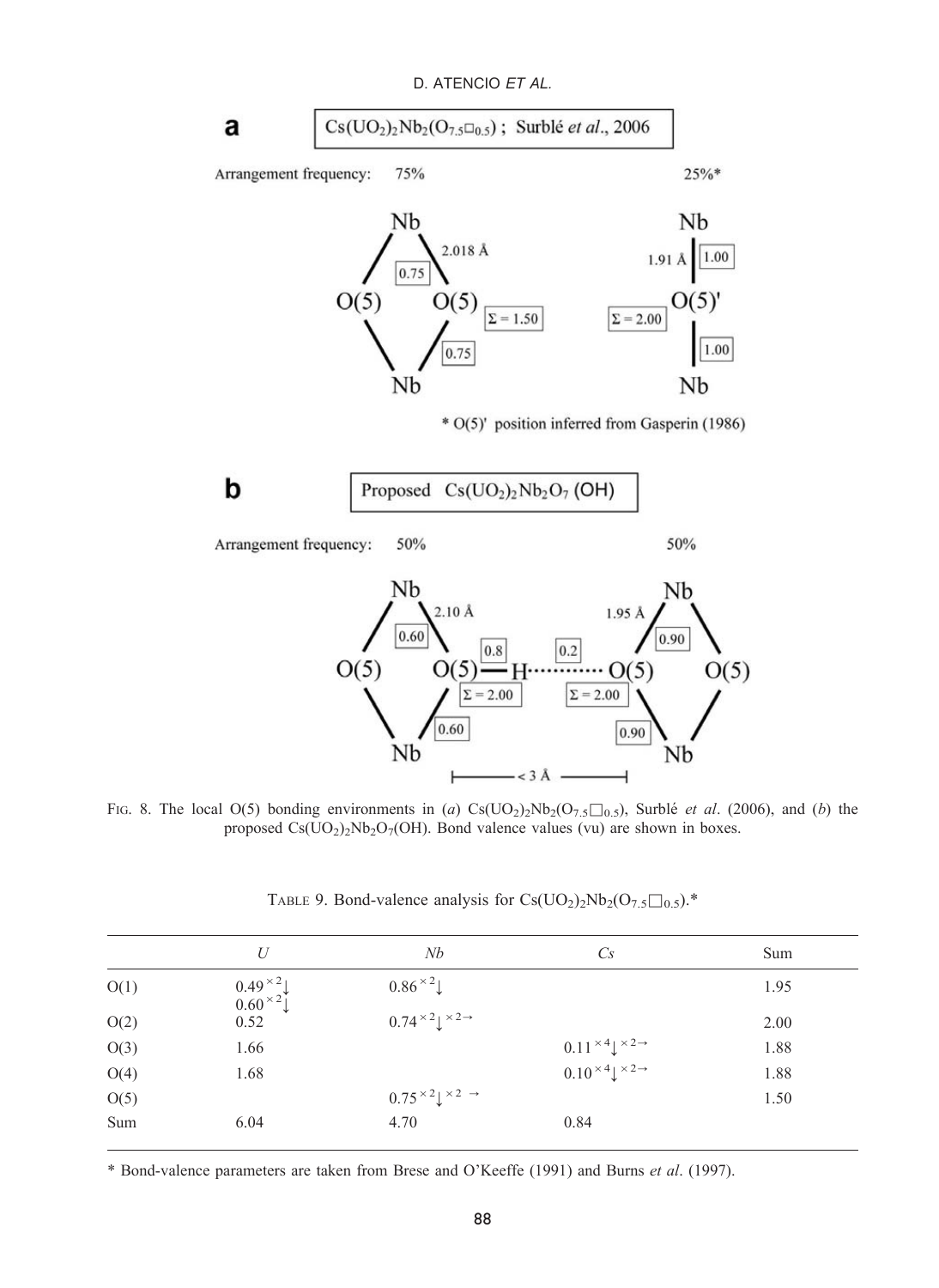a $Cs(UO_2)_2Nb_2(O_{7.5}\square_{0.5})$ ; Surblé *et al*., 2006

Arrangement frequency: 75% 25%*

Nb — O(5) bond lengths and bond valences: 2.018 Å, 0.75, 0.75, Σ = 1.50; 1.91 Å, 1.00, 1.00, Σ = 2.00; O(5)'

\* O(5)' position inferred from Gasperin (1986)

b Proposed $Cs(UO_2)_2Nb_2O_7(OH)$

Arrangement frequency: 50% 50%

2.10 Å, 0.60, 0.60, 0.8, Σ = 2.00; 0.2, 1.95 Å, 0.90, 0.90, Σ = 2.00; < 3 Å

FIG. 8. The local O(5) bonding environments in (*a*) $Cs(UO_2)_2Nb_2(O_{7.5}\square_{0.5})$, Surblé *et al*. (2006), and (*b*) the proposed $Cs(UO_2)_2Nb_2O_7(OH)$. Bond valence values (vu) are shown in boxes.

TABLE 9. Bond-valence analysis for $Cs(UO_2)_2Nb_2(O_{7.5}\square_{0.5})$.*

| | *U* | *Nb* | *Cs* | Sum |
|---|---|---|---|---|
| O(1) | $0.49^{\times 2}\downarrow$ $0.60^{\times 2}\downarrow$ | $0.86^{\times 2}\downarrow$ | | 1.95 |
| O(2) | 0.52 | $0.74^{\times 2}\downarrow^{\times 2\rightarrow}$ | | 2.00 |
| O(3) | 1.66 | | $0.11^{\times 4}\downarrow^{\times 2\rightarrow}$ | 1.88 |
| O(4) | 1.68 | | $0.10^{\times 4}\downarrow^{\times 2\rightarrow}$ | 1.88 |
| O(5) | | $0.75^{\times 2}\downarrow^{\times 2\rightarrow}$ | | 1.50 |
| Sum | 6.04 | 4.70 | 0.84 | |

\* Bond-valence parameters are taken from Brese and O'Keeffe (1991) and Burns *et al*. (1997).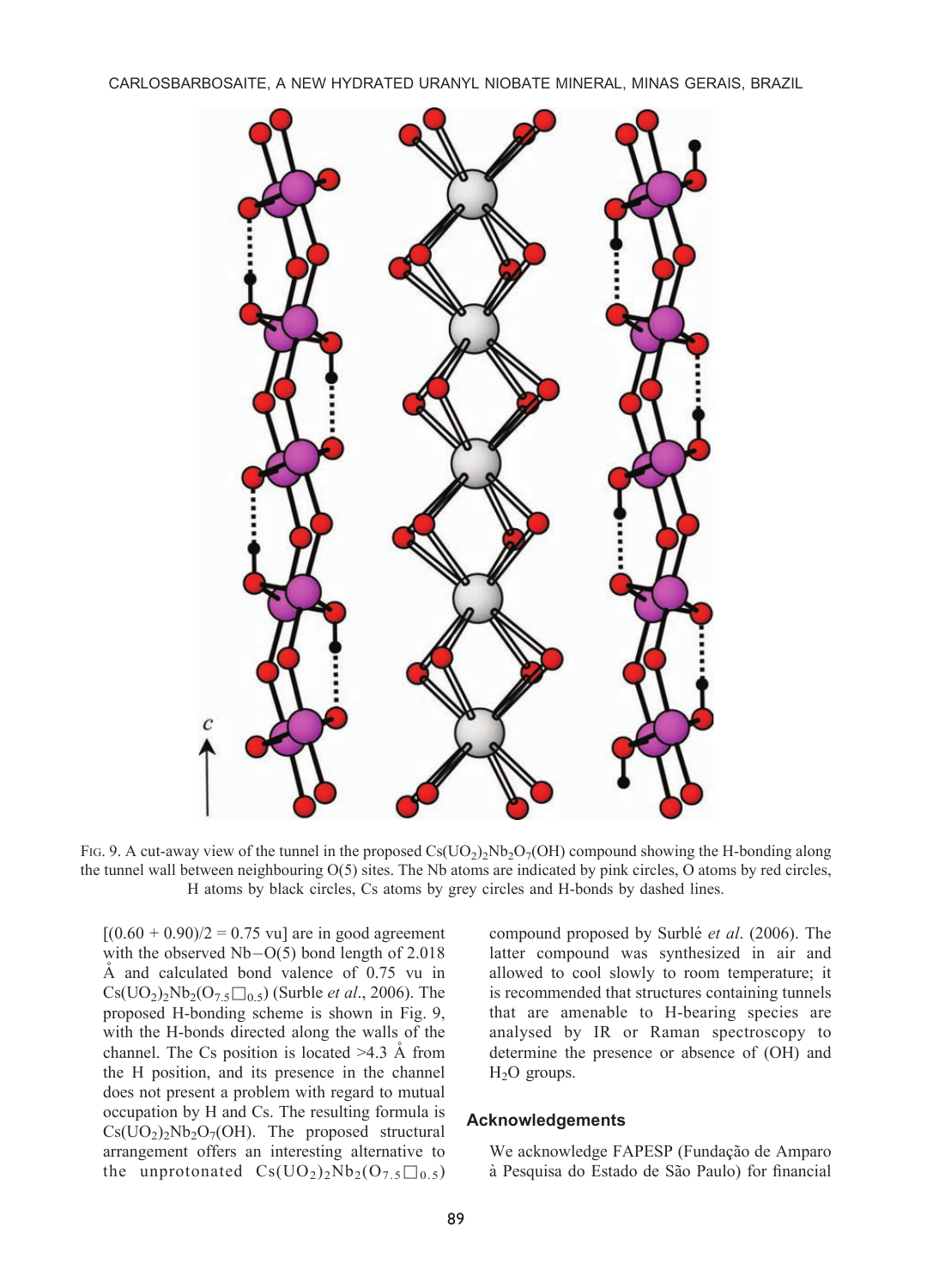FIG. 9. A cut-away view of the tunnel in the proposed $Cs(UO_2)_2Nb_2O_7(OH)$ compound showing the H-bonding along the tunnel wall between neighbouring O(5) sites. The Nb atoms are indicated by pink circles, O atoms by red circles, H atoms by black circles, Cs atoms by grey circles and H-bonds by dashed lines.

[(0.60 + 0.90)/2 = 0.75 vu] are in good agreement with the observed Nb–O(5) bond length of 2.018 Å and calculated bond valence of 0.75 vu in $Cs(UO_2)_2Nb_2(O_{7.5}\square_{0.5})$ (Surblé *et al*., 2006). The proposed H-bonding scheme is shown in Fig. 9, with the H-bonds directed along the walls of the channel. The Cs position is located >4.3 Å from the H position, and its presence in the channel does not present a problem with regard to mutual occupation by H and Cs. The resulting formula is $Cs(UO_2)_2Nb_2O_7(OH)$. The proposed structural arrangement offers an interesting alternative to the unprotonated $Cs(UO_2)_2Nb_2(O_{7.5}\square_{0.5})$ compound proposed by Surblé *et al*. (2006). The latter compound was synthesized in air and allowed to cool slowly to room temperature; it is recommended that structures containing tunnels that are amenable to H-bearing species are analysed by IR or Raman spectroscopy to determine the presence or absence of (OH) and $H_2O$ groups.

## Acknowledgements

We acknowledge FAPESP (Fundação de Amparo à Pesquisa do Estado de São Paulo) for financial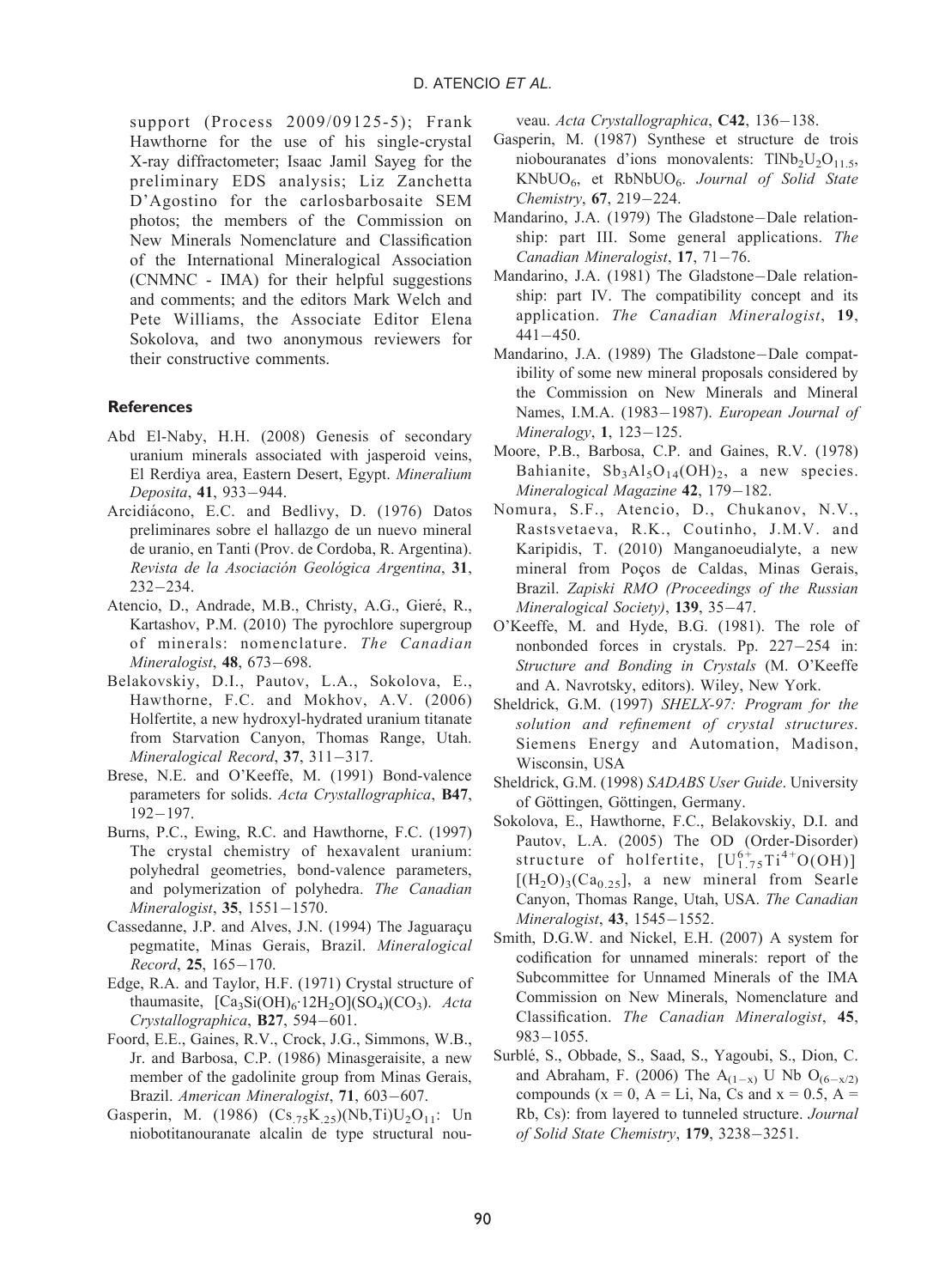support (Process 2009/09125-5); Frank Hawthorne for the use of his single-crystal X-ray diffractometer; Isaac Jamil Sayeg for the preliminary EDS analysis; Liz Zanchetta D'Agostino for the carlosbarbosaite SEM photos; the members of the Commission on New Minerals Nomenclature and Classification of the International Mineralogical Association (CNMNC - IMA) for their helpful suggestions and comments; and the editors Mark Welch and Pete Williams, the Associate Editor Elena Sokolova, and two anonymous reviewers for their constructive comments.

## References

Abd El-Naby, H.H. (2008) Genesis of secondary uranium minerals associated with jasperoid veins, El Rerdiya area, Eastern Desert, Egypt. *Mineralium Deposita*, **41**, 933−944.

Arcidiácono, E.C. and Bedlivy, D. (1976) Datos preliminares sobre el hallazgo de un nuevo mineral de uranio, en Tanti (Prov. de Cordoba, R. Argentina). *Revista de la Asociación Geológica Argentina*, **31**, 232−234.

Atencio, D., Andrade, M.B., Christy, A.G., Gieré, R., Kartashov, P.M. (2010) The pyrochlore supergroup of minerals: nomenclature. *The Canadian Mineralogist*, **48**, 673−698.

Belakovskiy, D.I., Pautov, L.A., Sokolova, E., Hawthorne, F.C. and Mokhov, A.V. (2006) Holfertite, a new hydroxyl-hydrated uranium titanate from Starvation Canyon, Thomas Range, Utah. *Mineralogical Record*, **37**, 311−317.

Brese, N.E. and O'Keeffe, M. (1991) Bond-valence parameters for solids. *Acta Crystallographica*, **B47**, 192−197.

Burns, P.C., Ewing, R.C. and Hawthorne, F.C. (1997) The crystal chemistry of hexavalent uranium: polyhedral geometries, bond-valence parameters, and polymerization of polyhedra. *The Canadian Mineralogist*, **35**, 1551−1570.

Cassedanne, J.P. and Alves, J.N. (1994) The Jaguaraçu pegmatite, Minas Gerais, Brazil. *Mineralogical Record*, **25**, 165−170.

Edge, R.A. and Taylor, H.F. (1971) Crystal structure of thaumasite, $[Ca_3Si(OH)_6{\cdot}12H_2O](SO_4)(CO_3)$. *Acta Crystallographica*, **B27**, 594−601.

Foord, E.E., Gaines, R.V., Crock, J.G., Simmons, W.B., Jr. and Barbosa, C.P. (1986) Minasgeraisite, a new member of the gadolinite group from Minas Gerais, Brazil. *American Mineralogist*, **71**, 603−607.

Gasperin, M. (1986) $(Cs_{.75}K_{.25})(Nb,Ti)U_2O_{11}$: Un niobotitanouranate alcalin de type structural nouveau. *Acta Crystallographica*, **C42**, 136−138.

Gasperin, M. (1987) Synthese et structure de trois niobouranates d'ions monovalents: $TlNb_2U_2O_{11.5}$, $KNbUO_6$, et $RbNbUO_6$. *Journal of Solid State Chemistry*, **67**, 219−224.

Mandarino, J.A. (1979) The Gladstone−Dale relationship: part III. Some general applications. *The Canadian Mineralogist*, **17**, 71−76.

Mandarino, J.A. (1981) The Gladstone−Dale relationship: part IV. The compatibility concept and its application. *The Canadian Mineralogist*, **19**, 441−450.

Mandarino, J.A. (1989) The Gladstone−Dale compatibility of some new mineral proposals considered by the Commission on New Minerals and Mineral Names, I.M.A. (1983−1987). *European Journal of Mineralogy*, **1**, 123−125.

Moore, P.B., Barbosa, C.P. and Gaines, R.V. (1978) Bahianite, $Sb_3Al_5O_{14}(OH)_2$, a new species. *Mineralogical Magazine* **42**, 179−182.

Nomura, S.F., Atencio, D., Chukanov, N.V., Rastsvetaeva, R.K., Coutinho, J.M.V. and Karipidis, T. (2010) Manganoeudialyte, a new mineral from Poços de Caldas, Minas Gerais, Brazil. *Zapiski RMO (Proceedings of the Russian Mineralogical Society)*, **139**, 35−47.

O'Keeffe, M. and Hyde, B.G. (1981). The role of nonbonded forces in crystals. Pp. 227−254 in: *Structure and Bonding in Crystals* (M. O'Keeffe and A. Navrotsky, editors). Wiley, New York.

Sheldrick, G.M. (1997) *SHELX-97: Program for the solution and refinement of crystal structures*. Siemens Energy and Automation, Madison, Wisconsin, USA

Sheldrick, G.M. (1998) *SADABS User Guide*. University of Göttingen, Göttingen, Germany.

Sokolova, E., Hawthorne, F.C., Belakovskiy, D.I. and Pautov, L.A. (2005) The OD (Order-Disorder) structure of holfertite, $[U^{6+}_{1.75}Ti^{4+}O(OH)]$ $[(H_2O)_3(Ca_{0.25}]$, a new mineral from Searle Canyon, Thomas Range, Utah, USA. *The Canadian Mineralogist*, **43**, 1545−1552.

Smith, D.G.W. and Nickel, E.H. (2007) A system for codification for unnamed minerals: report of the Subcommittee for Unnamed Minerals of the IMA Commission on New Minerals, Nomenclature and Classification. *The Canadian Mineralogist*, **45**, 983−1055.

Surblé, S., Obbade, S., Saad, S., Yagoubi, S., Dion, C. and Abraham, F. (2006) The $A_{(1-x)}$ U Nb $O_{(6-x/2)}$ compounds (x = 0, A = Li, Na, Cs and x = 0.5, A = Rb, Cs): from layered to tunneled structure. *Journal of Solid State Chemistry*, **179**, 3238−3251.